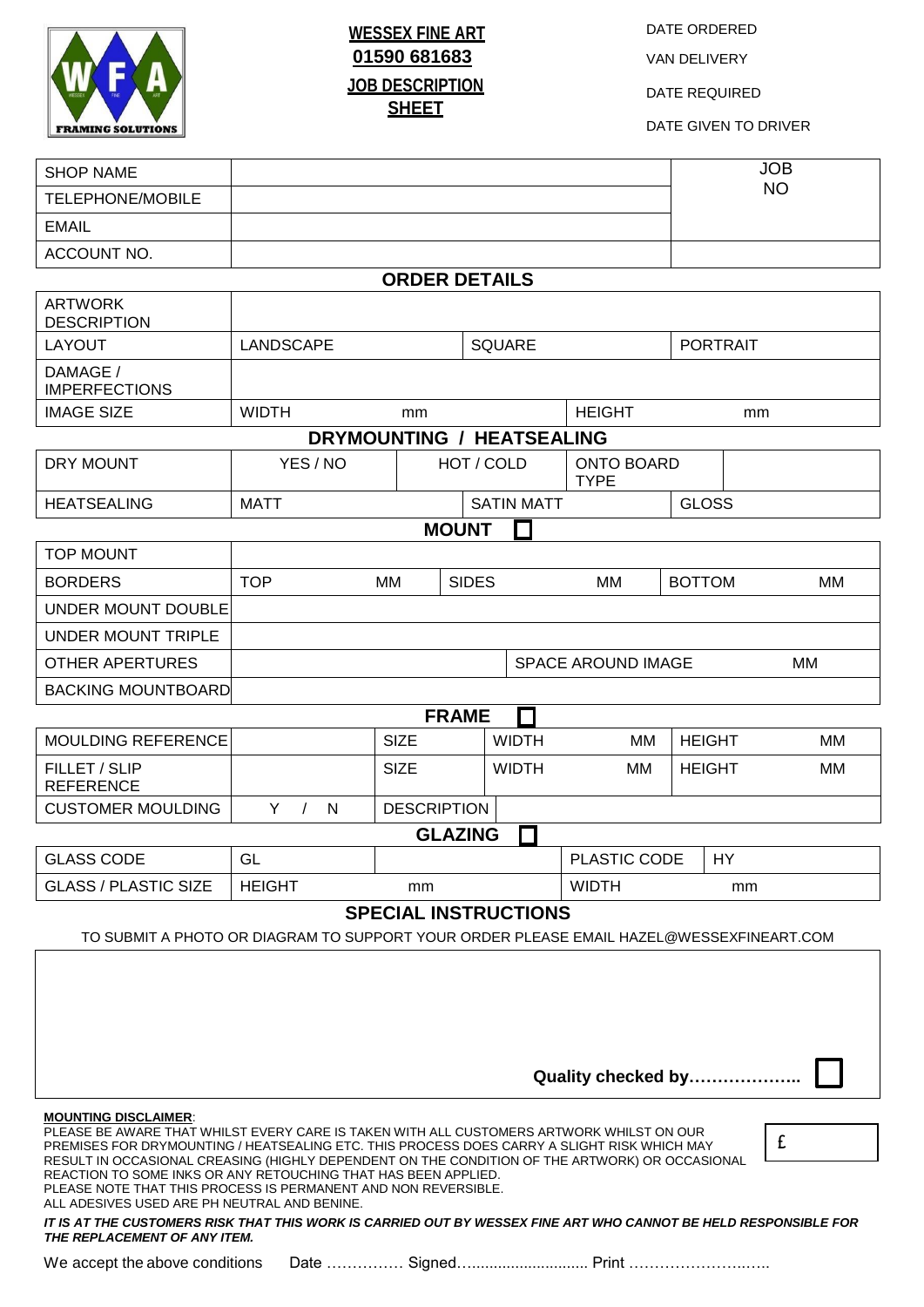FRAMING SOLUTIONS

# WESSEX FINE ART
## 01590 681683
## JOB DESCRIPTION SHEET

DATE ORDERED

VAN DELIVERY

DATE REQUIRED

DATE GIVEN TO DRIVER

| SHOP NAME | | JOB NO |
|---|---|---|
| TELEPHONE/MOBILE | | |
| EMAIL | | |
| ACCOUNT NO. | | |

### ORDER DETAILS

| ARTWORK DESCRIPTION | | | | |
|---|---|---|---|---|
| LAYOUT | LANDSCAPE | SQUARE | PORTRAIT | |
| DAMAGE / IMPERFECTIONS | | | | |
| IMAGE SIZE | WIDTH mm | | HEIGHT mm | |

### DRYMOUNTING / HEATSEALING

| DRY MOUNT | YES / NO | HOT / COLD | ONTO BOARD TYPE | |
|---|---|---|---|---|
| HEATSEALING | MATT | SATIN MATT | GLOSS | |

### MOUNT ☐

| TOP MOUNT | | | |
|---|---|---|---|
| BORDERS | TOP MM | SIDES MM | BOTTOM MM |
| UNDER MOUNT DOUBLE | | | |
| UNDER MOUNT TRIPLE | | | |
| OTHER APERTURES | | SPACE AROUND IMAGE MM | |
| BACKING MOUNTBOARD | | | |

### FRAME ☐

| MOULDING REFERENCE | | SIZE | WIDTH MM | HEIGHT MM |
|---|---|---|---|---|
| FILLET / SLIP REFERENCE | | SIZE | WIDTH MM | HEIGHT MM |
| CUSTOMER MOULDING | Y / N | DESCRIPTION | | |

### GLAZING ☐

| GLASS CODE | GL | | PLASTIC CODE | HY |
|---|---|---|---|---|
| GLASS / PLASTIC SIZE | HEIGHT mm | | WIDTH mm | |

### SPECIAL INSTRUCTIONS

TO SUBMIT A PHOTO OR DIAGRAM TO SUPPORT YOUR ORDER PLEASE EMAIL HAZEL@WESSEXFINEART.COM

**Quality checked by………………..** ☐

**MOUNTING DISCLAIMER**:
PLEASE BE AWARE THAT WHILST EVERY CARE IS TAKEN WITH ALL CUSTOMERS ARTWORK WHILST ON OUR PREMISES FOR DRYMOUNTING / HEATSEALING ETC. THIS PROCESS DOES CARRY A SLIGHT RISK WHICH MAY RESULT IN OCCASIONAL CREASING (HIGHLY DEPENDENT ON THE CONDITION OF THE ARTWORK) OR OCCASIONAL REACTION TO SOME INKS OR ANY RETOUCHING THAT HAS BEEN APPLIED.
PLEASE NOTE THAT THIS PROCESS IS PERMANENT AND NON REVERSIBLE.
ALL ADESIVES USED ARE PH NEUTRAL AND BENINE.

£

***IT IS AT THE CUSTOMERS RISK THAT THIS WORK IS CARRIED OUT BY WESSEX FINE ART WHO CANNOT BE HELD RESPONSIBLE FOR THE REPLACEMENT OF ANY ITEM.***

We accept the above conditions Date …………… Signed…......................... Print ……………………..…..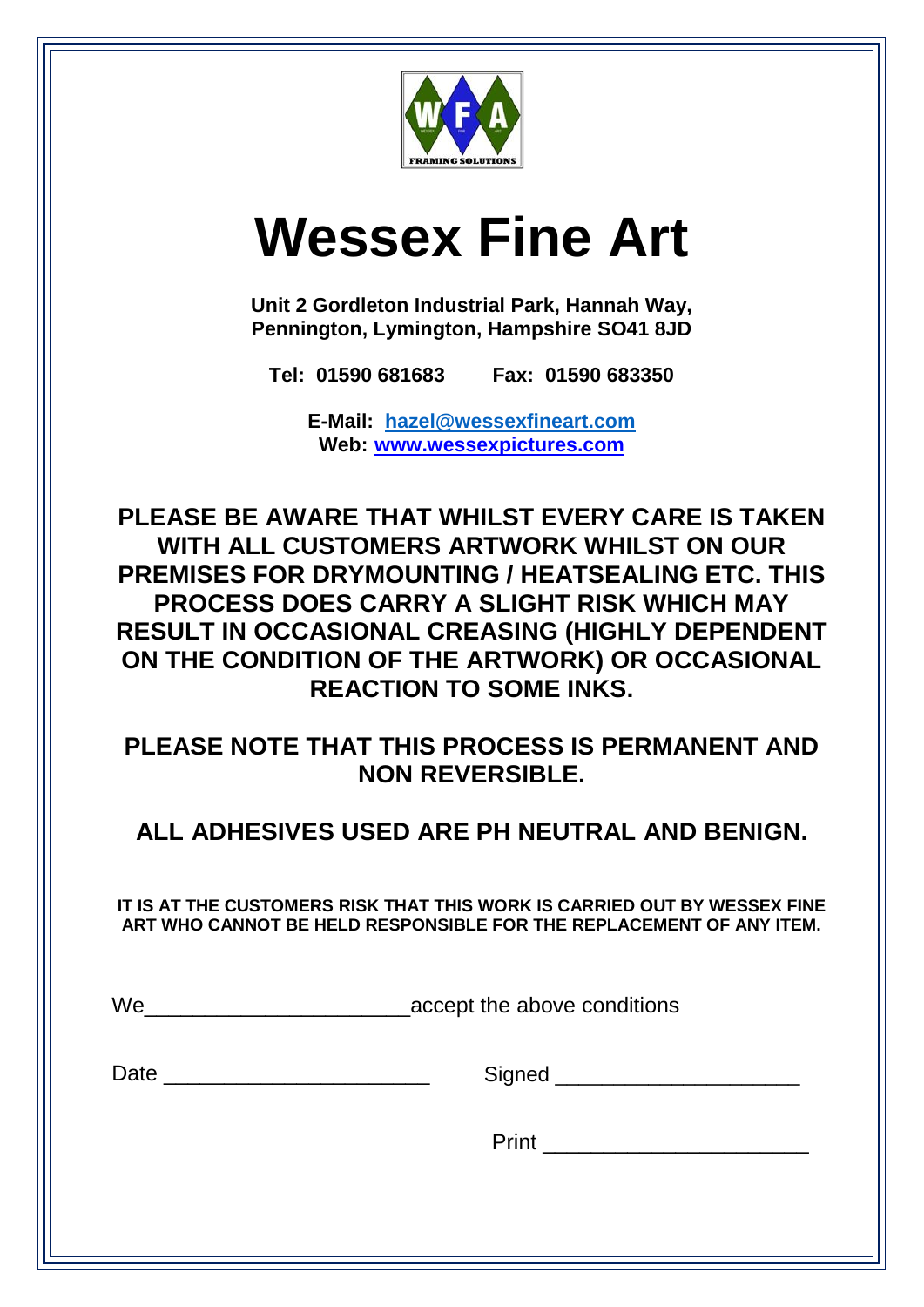# Wessex Fine Art

**Unit 2 Gordleton Industrial Park, Hannah Way, Pennington, Lymington, Hampshire SO41 8JD**

**Tel: 01590 681683 Fax: 01590 683350**

**E-Mail: hazel@wessexfineart.com**
**Web: www.wessexpictures.com**

**PLEASE BE AWARE THAT WHILST EVERY CARE IS TAKEN WITH ALL CUSTOMERS ARTWORK WHILST ON OUR PREMISES FOR DRYMOUNTING / HEATSEALING ETC. THIS PROCESS DOES CARRY A SLIGHT RISK WHICH MAY RESULT IN OCCASIONAL CREASING (HIGHLY DEPENDENT ON THE CONDITION OF THE ARTWORK) OR OCCASIONAL REACTION TO SOME INKS.**

**PLEASE NOTE THAT THIS PROCESS IS PERMANENT AND NON REVERSIBLE.**

**ALL ADHESIVES USED ARE PH NEUTRAL AND BENIGN.**

**IT IS AT THE CUSTOMERS RISK THAT THIS WORK IS CARRIED OUT BY WESSEX FINE ART WHO CANNOT BE HELD RESPONSIBLE FOR THE REPLACEMENT OF ANY ITEM.**

We_____________________accept the above conditions

Date _____________________ Signed ____________________

Print _____________________